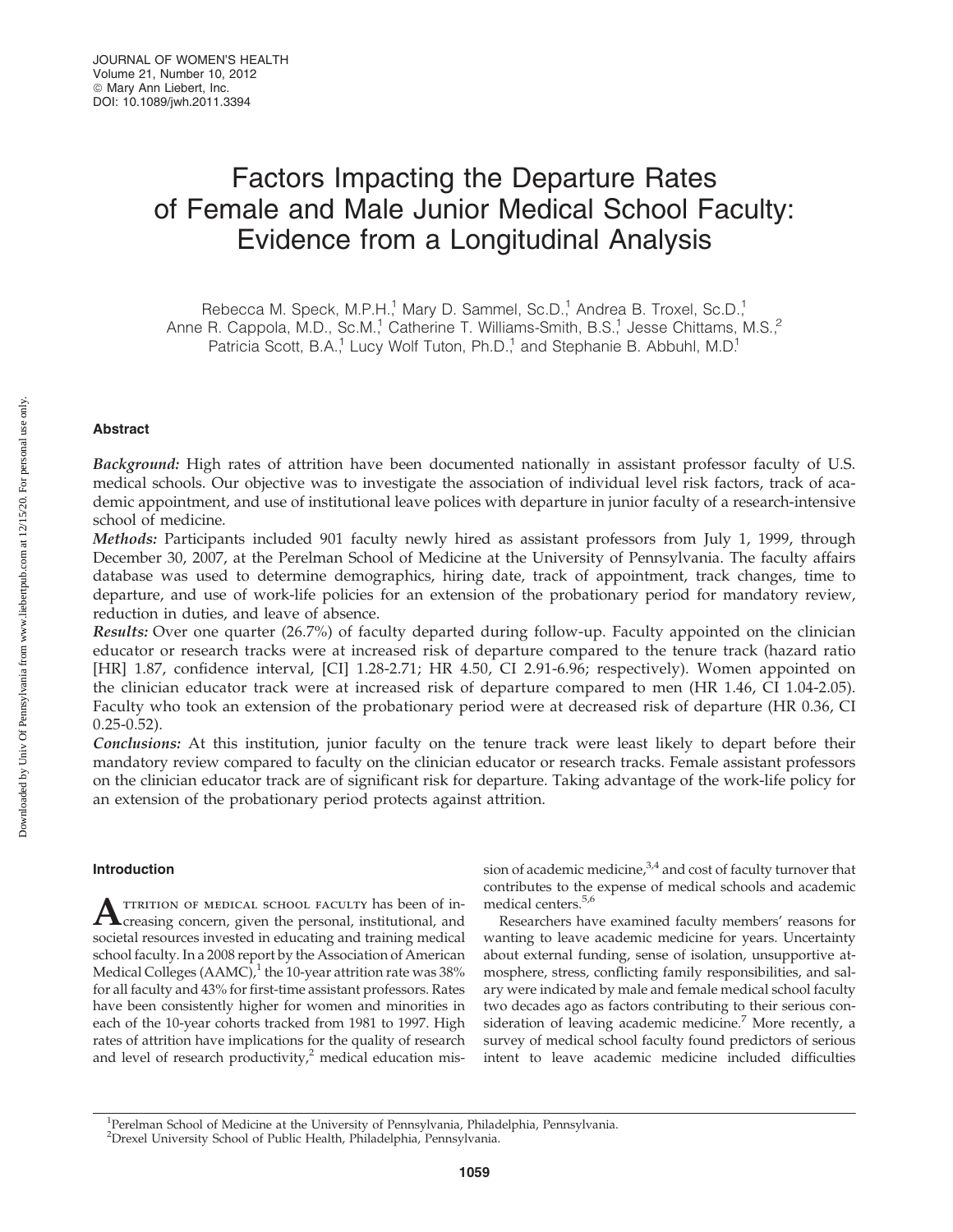# Factors Impacting the Departure Rates of Female and Male Junior Medical School Faculty: Evidence from a Longitudinal Analysis

Rebecca M. Speck, M.P.H.,[1] Mary D. Sammel, Sc.D.,[1] Andrea B. Troxel, Sc.D.,[1] Anne R. Cappola, M.D., Sc.M.,[1] Catherine T. Williams-Smith, B.S.,[1] Jesse Chittams, M.S.,[2] Patricia Scott, B.A.,[1] Lucy Wolf Tuton, Ph.D.,[1] and Stephanie B. Abbuhl, M.D.[1]

## Abstract

*Background:* High rates of attrition have been documented nationally in assistant professor faculty of U.S. medical schools. Our objective was to investigate the association of individual level risk factors, track of academic appointment, and use of institutional leave polices with departure in junior faculty of a research-intensive school of medicine.

*Methods:* Participants included 901 faculty newly hired as assistant professors from July 1, 1999, through December 30, 2007, at the Perelman School of Medicine at the University of Pennsylvania. The faculty affairs database was used to determine demographics, hiring date, track of appointment, track changes, time to departure, and use of work-life policies for an extension of the probationary period for mandatory review, reduction in duties, and leave of absence.

*Results:* Over one quarter (26.7%) of faculty departed during follow-up. Faculty appointed on the clinician educator or research tracks were at increased risk of departure compared to the tenure track (hazard ratio [HR] 1.87, confidence interval, [CI] 1.28-2.71; HR 4.50, CI 2.91-6.96; respectively). Women appointed on the clinician educator track were at increased risk of departure compared to men (HR 1.46, CI 1.04-2.05). Faculty who took an extension of the probationary period were at decreased risk of departure (HR 0.36, CI 0.25-0.52).

*Conclusions:* At this institution, junior faculty on the tenure track were least likely to depart before their mandatory review compared to faculty on the clinician educator or research tracks. Female assistant professors on the clinician educator track are of significant risk for departure. Taking advantage of the work-life policy for an extension of the probationary period protects against attrition.

## Introduction

Attrition of medical school faculty has been of increasing concern, given the personal, institutional, and societal resources invested in educating and training medical school faculty. In a 2008 report by the Association of American Medical Colleges (AAMC),[1] the 10-year attrition rate was 38% for all faculty and 43% for first-time assistant professors. Rates have been consistently higher for women and minorities in each of the 10-year cohorts tracked from 1981 to 1997. High rates of attrition have implications for the quality of research and level of research productivity,[2] medical education mission of academic medicine,[3,4] and cost of faculty turnover that contributes to the expense of medical schools and academic medical centers.[5,6]

Researchers have examined faculty members' reasons for wanting to leave academic medicine for years. Uncertainty about external funding, sense of isolation, unsupportive atmosphere, stress, conflicting family responsibilities, and salary were indicated by male and female medical school faculty two decades ago as factors contributing to their serious consideration of leaving academic medicine.[7] More recently, a survey of medical school faculty found predictors of serious intent to leave academic medicine included difficulties

[1]Perelman School of Medicine at the University of Pennsylvania, Philadelphia, Pennsylvania.
[2]Drexel University School of Public Health, Philadelphia, Pennsylvania.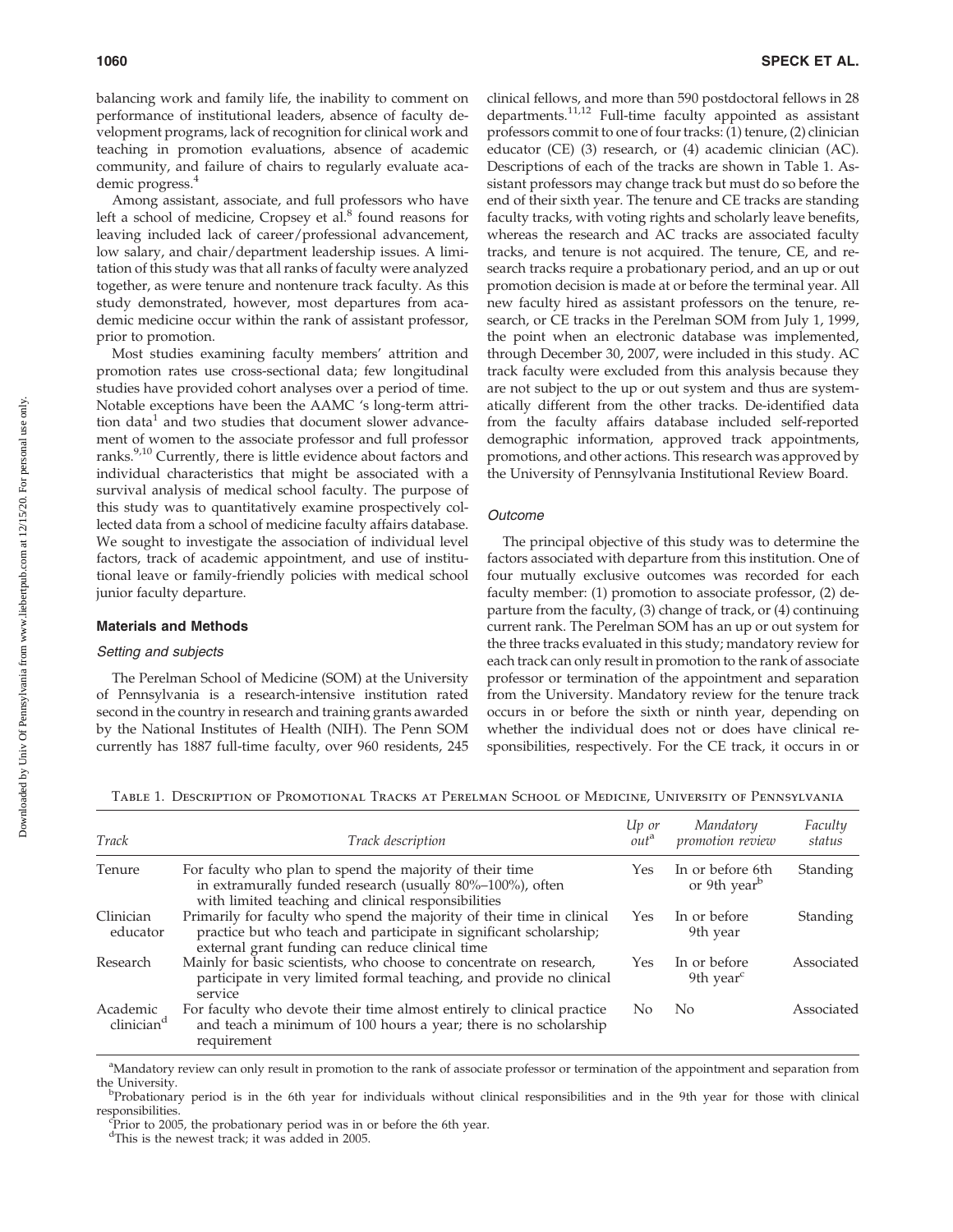balancing work and family life, the inability to comment on performance of institutional leaders, absence of faculty development programs, lack of recognition for clinical work and teaching in promotion evaluations, absence of academic community, and failure of chairs to regularly evaluate academic progress.[4]

Among assistant, associate, and full professors who have left a school of medicine, Cropsey et al.[8] found reasons for leaving included lack of career/professional advancement, low salary, and chair/department leadership issues. A limitation of this study was that all ranks of faculty were analyzed together, as were tenure and nontenure track faculty. As this study demonstrated, however, most departures from academic medicine occur within the rank of assistant professor, prior to promotion.

Most studies examining faculty members' attrition and promotion rates use cross-sectional data; few longitudinal studies have provided cohort analyses over a period of time. Notable exceptions have been the AAMC 's long-term attrition data[1] and two studies that document slower advancement of women to the associate professor and full professor ranks.[9,10] Currently, there is little evidence about factors and individual characteristics that might be associated with a survival analysis of medical school faculty. The purpose of this study was to quantitatively examine prospectively collected data from a school of medicine faculty affairs database. We sought to investigate the association of individual level factors, track of academic appointment, and use of institutional leave or family-friendly policies with medical school junior faculty departure.

## Materials and Methods

### Setting and subjects

The Perelman School of Medicine (SOM) at the University of Pennsylvania is a research-intensive institution rated second in the country in research and training grants awarded by the National Institutes of Health (NIH). The Penn SOM currently has 1887 full-time faculty, over 960 residents, 245 clinical fellows, and more than 590 postdoctoral fellows in 28 departments.[11,12] Full-time faculty appointed as assistant professors commit to one of four tracks: (1) tenure, (2) clinician educator (CE) (3) research, or (4) academic clinician (AC). Descriptions of each of the tracks are shown in Table 1. Assistant professors may change track but must do so before the end of their sixth year. The tenure and CE tracks are standing faculty tracks, with voting rights and scholarly leave benefits, whereas the research and AC tracks are associated faculty tracks, and tenure is not acquired. The tenure, CE, and research tracks require a probationary period, and an up or out promotion decision is made at or before the terminal year. All new faculty hired as assistant professors on the tenure, research, or CE tracks in the Perelman SOM from July 1, 1999, the point when an electronic database was implemented, through December 30, 2007, were included in this study. AC track faculty were excluded from this analysis because they are not subject to the up or out system and thus are systematically different from the other tracks. De-identified data from the faculty affairs database included self-reported demographic information, approved track appointments, promotions, and other actions. This research was approved by the University of Pennsylvania Institutional Review Board.

### Outcome

The principal objective of this study was to determine the factors associated with departure from this institution. One of four mutually exclusive outcomes was recorded for each faculty member: (1) promotion to associate professor, (2) departure from the faculty, (3) change of track, or (4) continuing current rank. The Perelman SOM has an up or out system for the three tracks evaluated in this study; mandatory review for each track can only result in promotion to the rank of associate professor or termination of the appointment and separation from the University. Mandatory review for the tenure track occurs in or before the sixth or ninth year, depending on whether the individual does not or does have clinical responsibilities, respectively. For the CE track, it occurs in or

Table 1. Description of Promotional Tracks at Perelman School of Medicine, University of Pennsylvania

| Track | Track description | Up or out[a] | Mandatory promotion review | Faculty status |
|---|---|---|---|---|
| Tenure | For faculty who plan to spend the majority of their time in extramurally funded research (usually 80%–100%), often with limited teaching and clinical responsibilities | Yes | In or before 6th or 9th year[b] | Standing |
| Clinician educator | Primarily for faculty who spend the majority of their time in clinical practice but who teach and participate in significant scholarship; external grant funding can reduce clinical time | Yes | In or before 9th year | Standing |
| Research | Mainly for basic scientists, who choose to concentrate on research, participate in very limited formal teaching, and provide no clinical service | Yes | In or before 9th year[c] | Associated |
| Academic clinician[d] | For faculty who devote their time almost entirely to clinical practice and teach a minimum of 100 hours a year; there is no scholarship requirement | No | No | Associated |

[a]Mandatory review can only result in promotion to the rank of associate professor or termination of the appointment and separation from the University.
[b]Probationary period is in the 6th year for individuals without clinical responsibilities and in the 9th year for those with clinical responsibilities.
[c]Prior to 2005, the probationary period was in or before the 6th year.
[d]This is the newest track; it was added in 2005.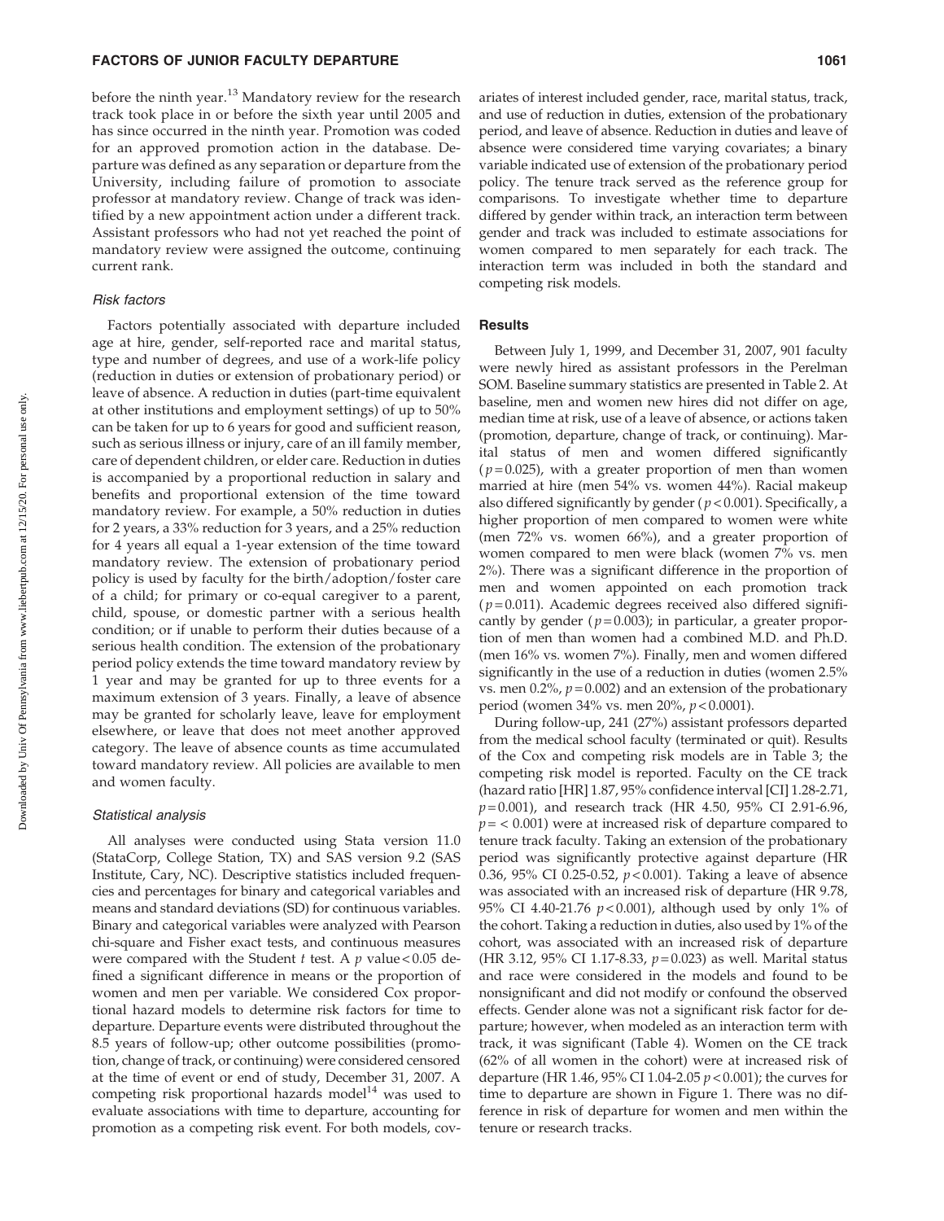before the ninth year.[13] Mandatory review for the research track took place in or before the sixth year until 2005 and has since occurred in the ninth year. Promotion was coded for an approved promotion action in the database. Departure was defined as any separation or departure from the University, including failure of promotion to associate professor at mandatory review. Change of track was identified by a new appointment action under a different track. Assistant professors who had not yet reached the point of mandatory review were assigned the outcome, continuing current rank.

### *Risk factors*

Factors potentially associated with departure included age at hire, gender, self-reported race and marital status, type and number of degrees, and use of a work-life policy (reduction in duties or extension of probationary period) or leave of absence. A reduction in duties (part-time equivalent at other institutions and employment settings) of up to 50% can be taken for up to 6 years for good and sufficient reason, such as serious illness or injury, care of an ill family member, care of dependent children, or elder care. Reduction in duties is accompanied by a proportional reduction in salary and benefits and proportional extension of the time toward mandatory review. For example, a 50% reduction in duties for 2 years, a 33% reduction for 3 years, and a 25% reduction for 4 years all equal a 1-year extension of the time toward mandatory review. The extension of probationary period policy is used by faculty for the birth/adoption/foster care of a child; for primary or co-equal caregiver to a parent, child, spouse, or domestic partner with a serious health condition; or if unable to perform their duties because of a serious health condition. The extension of the probationary period policy extends the time toward mandatory review by 1 year and may be granted for up to three events for a maximum extension of 3 years. Finally, a leave of absence may be granted for scholarly leave, leave for employment elsewhere, or leave that does not meet another approved category. The leave of absence counts as time accumulated toward mandatory review. All policies are available to men and women faculty.

### *Statistical analysis*

All analyses were conducted using Stata version 11.0 (StataCorp, College Station, TX) and SAS version 9.2 (SAS Institute, Cary, NC). Descriptive statistics included frequencies and percentages for binary and categorical variables and means and standard deviations (SD) for continuous variables. Binary and categorical variables were analyzed with Pearson chi-square and Fisher exact tests, and continuous measures were compared with the Student $t$ test. A $p$ value $< 0.05$ defined a significant difference in means or the proportion of women and men per variable. We considered Cox proportional hazard models to determine risk factors for time to departure. Departure events were distributed throughout the 8.5 years of follow-up; other outcome possibilities (promotion, change of track, or continuing) were considered censored at the time of event or end of study, December 31, 2007. A competing risk proportional hazards model[14] was used to evaluate associations with time to departure, accounting for promotion as a competing risk event. For both models, covariates of interest included gender, race, marital status, track, and use of reduction in duties, extension of the probationary period, and leave of absence. Reduction in duties and leave of absence were considered time varying covariates; a binary variable indicated use of extension of the probationary period policy. The tenure track served as the reference group for comparisons. To investigate whether time to departure differed by gender within track, an interaction term between gender and track was included to estimate associations for women compared to men separately for each track. The interaction term was included in both the standard and competing risk models.

## Results

Between July 1, 1999, and December 31, 2007, 901 faculty were newly hired as assistant professors in the Perelman SOM. Baseline summary statistics are presented in Table 2. At baseline, men and women new hires did not differ on age, median time at risk, use of a leave of absence, or actions taken (promotion, departure, change of track, or continuing). Marital status of men and women differed significantly ($p = 0.025$), with a greater proportion of men than women married at hire (men 54% vs. women 44%). Racial makeup also differed significantly by gender ($p < 0.001$). Specifically, a higher proportion of men compared to women were white (men 72% vs. women 66%), and a greater proportion of women compared to men were black (women 7% vs. men 2%). There was a significant difference in the proportion of men and women appointed on each promotion track ($p = 0.011$). Academic degrees received also differed significantly by gender ($p = 0.003$); in particular, a greater proportion of men than women had a combined M.D. and Ph.D. (men 16% vs. women 7%). Finally, men and women differed significantly in the use of a reduction in duties (women 2.5% vs. men 0.2%, $p = 0.002$) and an extension of the probationary period (women 34% vs. men 20%, $p < 0.0001$).

During follow-up, 241 (27%) assistant professors departed from the medical school faculty (terminated or quit). Results of the Cox and competing risk models are in Table 3; the competing risk model is reported. Faculty on the CE track (hazard ratio [HR] 1.87, 95% confidence interval [CI] 1.28-2.71, $p = 0.001$), and research track (HR 4.50, 95% CI 2.91-6.96, $p = < 0.001$) were at increased risk of departure compared to tenure track faculty. Taking an extension of the probationary period was significantly protective against departure (HR 0.36, 95% CI 0.25-0.52, $p < 0.001$). Taking a leave of absence was associated with an increased risk of departure (HR 9.78, 95% CI 4.40-21.76 $p < 0.001$), although used by only 1% of the cohort. Taking a reduction in duties, also used by 1% of the cohort, was associated with an increased risk of departure (HR 3.12, 95% CI 1.17-8.33, $p = 0.023$) as well. Marital status and race were considered in the models and found to be nonsignificant and did not modify or confound the observed effects. Gender alone was not a significant risk factor for departure; however, when modeled as an interaction term with track, it was significant (Table 4). Women on the CE track (62% of all women in the cohort) were at increased risk of departure (HR 1.46, 95% CI 1.04-2.05 $p < 0.001$); the curves for time to departure are shown in Figure 1. There was no difference in risk of departure for women and men within the tenure or research tracks.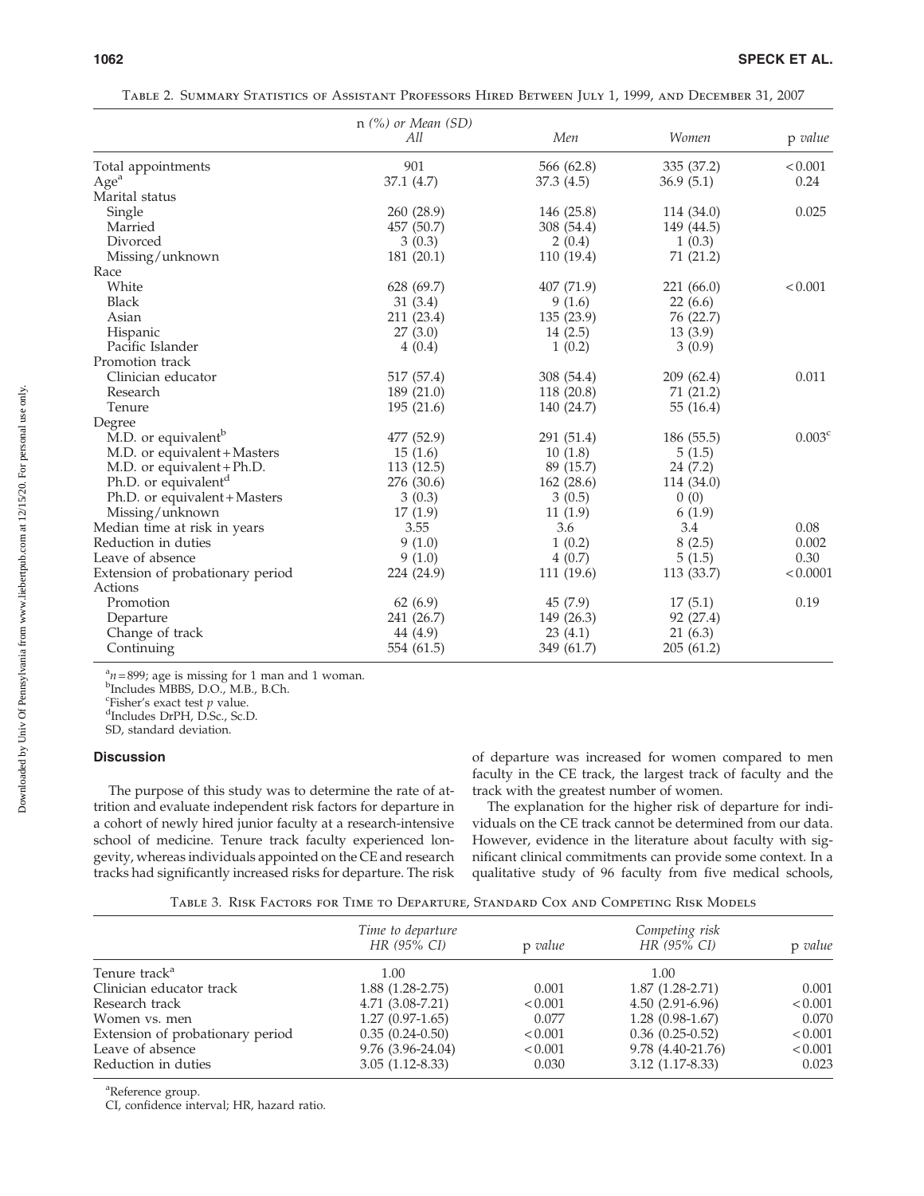Table 2. Summary Statistics of Assistant Professors Hired Between July 1, 1999, and December 31, 2007

| | n (%) or Mean (SD) All | Men | Women | p value |
|---|---|---|---|---|
| Total appointments | 901 | 566 (62.8) | 335 (37.2) | < 0.001 |
| Age[a] | 37.1 (4.7) | 37.3 (4.5) | 36.9 (5.1) | 0.24 |
| Marital status | | | | |
| Single | 260 (28.9) | 146 (25.8) | 114 (34.0) | 0.025 |
| Married | 457 (50.7) | 308 (54.4) | 149 (44.5) | |
| Divorced | 3 (0.3) | 2 (0.4) | 1 (0.3) | |
| Missing/unknown | 181 (20.1) | 110 (19.4) | 71 (21.2) | |
| Race | | | | |
| White | 628 (69.7) | 407 (71.9) | 221 (66.0) | < 0.001 |
| Black | 31 (3.4) | 9 (1.6) | 22 (6.6) | |
| Asian | 211 (23.4) | 135 (23.9) | 76 (22.7) | |
| Hispanic | 27 (3.0) | 14 (2.5) | 13 (3.9) | |
| Pacific Islander | 4 (0.4) | 1 (0.2) | 3 (0.9) | |
| Promotion track | | | | |
| Clinician educator | 517 (57.4) | 308 (54.4) | 209 (62.4) | 0.011 |
| Research | 189 (21.0) | 118 (20.8) | 71 (21.2) | |
| Tenure | 195 (21.6) | 140 (24.7) | 55 (16.4) | |
| Degree | | | | |
| M.D. or equivalent[b] | 477 (52.9) | 291 (51.4) | 186 (55.5) | 0.003[c] |
| M.D. or equivalent + Masters | 15 (1.6) | 10 (1.8) | 5 (1.5) | |
| M.D. or equivalent + Ph.D. | 113 (12.5) | 89 (15.7) | 24 (7.2) | |
| Ph.D. or equivalent[d] | 276 (30.6) | 162 (28.6) | 114 (34.0) | |
| Ph.D. or equivalent + Masters | 3 (0.3) | 3 (0.5) | 0 (0) | |
| Missing/unknown | 17 (1.9) | 11 (1.9) | 6 (1.9) | |
| Median time at risk in years | 3.55 | 3.6 | 3.4 | 0.08 |
| Reduction in duties | 9 (1.0) | 1 (0.2) | 8 (2.5) | 0.002 |
| Leave of absence | 9 (1.0) | 4 (0.7) | 5 (1.5) | 0.30 |
| Extension of probationary period | 224 (24.9) | 111 (19.6) | 113 (33.7) | < 0.0001 |
| Actions | | | | |
| Promotion | 62 (6.9) | 45 (7.9) | 17 (5.1) | 0.19 |
| Departure | 241 (26.7) | 149 (26.3) | 92 (27.4) | |
| Change of track | 44 (4.9) | 23 (4.1) | 21 (6.3) | |
| Continuing | 554 (61.5) | 349 (61.7) | 205 (61.2) | |

[a] $n = 899$; age is missing for 1 man and 1 woman.
[b] Includes MBBS, D.O., M.B., B.Ch.
[c] Fisher's exact test $p$ value.
[d] Includes DrPH, D.Sc., Sc.D.
SD, standard deviation.

## Discussion

The purpose of this study was to determine the rate of attrition and evaluate independent risk factors for departure in a cohort of newly hired junior faculty at a research-intensive school of medicine. Tenure track faculty experienced longevity, whereas individuals appointed on the CE and research tracks had significantly increased risks for departure. The risk of departure was increased for women compared to men faculty in the CE track, the largest track of faculty and the track with the greatest number of women.

The explanation for the higher risk of departure for individuals on the CE track cannot be determined from our data. However, evidence in the literature about faculty with significant clinical commitments can provide some context. In a qualitative study of 96 faculty from five medical schools,

Table 3. Risk Factors for Time to Departure, Standard Cox and Competing Risk Models

| | Time to departure HR (95% CI) | p value | Competing risk HR (95% CI) | p value |
|---|---|---|---|---|
| Tenure track[a] | 1.00 | | 1.00 | |
| Clinician educator track | 1.88 (1.28-2.75) | 0.001 | 1.87 (1.28-2.71) | 0.001 |
| Research track | 4.71 (3.08-7.21) | < 0.001 | 4.50 (2.91-6.96) | < 0.001 |
| Women vs. men | 1.27 (0.97-1.65) | 0.077 | 1.28 (0.98-1.67) | 0.070 |
| Extension of probationary period | 0.35 (0.24-0.50) | < 0.001 | 0.36 (0.25-0.52) | < 0.001 |
| Leave of absence | 9.76 (3.96-24.04) | < 0.001 | 9.78 (4.40-21.76) | < 0.001 |
| Reduction in duties | 3.05 (1.12-8.33) | 0.030 | 3.12 (1.17-8.33) | 0.023 |

[a] Reference group.
CI, confidence interval; HR, hazard ratio.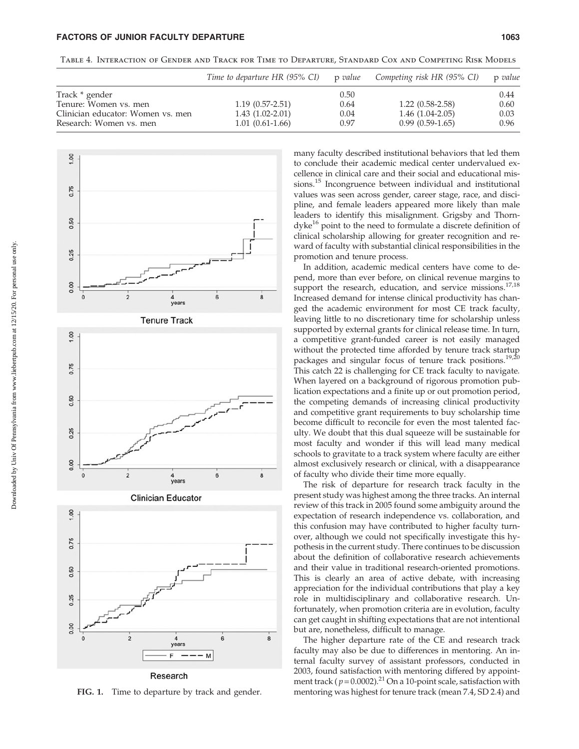Table 4. Interaction of Gender and Track for Time to Departure, Standard Cox and Competing Risk Models

| | Time to departure HR (95% CI) | p value | Competing risk HR (95% CI) | p value |
|---|---|---|---|---|
| Track * gender | | 0.50 | | 0.44 |
| Tenure: Women vs. men | 1.19 (0.57-2.51) | 0.64 | 1.22 (0.58-2.58) | 0.60 |
| Clinician educator: Women vs. men | 1.43 (1.02-2.01) | 0.04 | 1.46 (1.04-2.05) | 0.03 |
| Research: Women vs. men | 1.01 (0.61-1.66) | 0.97 | 0.99 (0.59-1.65) | 0.96 |

0.00 0.25 0.50 0.75 1.00
0 2 4 6 8
years
Tenure Track

0.00 0.25 0.50 0.75 1.00
0 2 4 6 8
years
Clinician Educator

0.00 0.25 0.50 0.75 1.00
0 2 4 6 8
years
F M
Research

**FIG. 1.** Time to departure by track and gender.

many faculty described institutional behaviors that led them to conclude their academic medical center undervalued excellence in clinical care and their social and educational missions.[15] Incongruence between individual and institutional values was seen across gender, career stage, race, and discipline, and female leaders appeared more likely than male leaders to identify this misalignment. Grigsby and Thorndyke[16] point to the need to formulate a discrete definition of clinical scholarship allowing for greater recognition and reward of faculty with substantial clinical responsibilities in the promotion and tenure process.

In addition, academic medical centers have come to depend, more than ever before, on clinical revenue margins to support the research, education, and service missions.[17,18] Increased demand for intense clinical productivity has changed the academic environment for most CE track faculty, leaving little to no discretionary time for scholarship unless supported by external grants for clinical release time. In turn, a competitive grant-funded career is not easily managed without the protected time afforded by tenure track startup packages and singular focus of tenure track positions.[19,20] This catch 22 is challenging for CE track faculty to navigate. When layered on a background of rigorous promotion publication expectations and a finite up or out promotion period, the competing demands of increasing clinical productivity and competitive grant requirements to buy scholarship time become difficult to reconcile for even the most talented faculty. We doubt that this dual squeeze will be sustainable for most faculty and wonder if this will lead many medical schools to gravitate to a track system where faculty are either almost exclusively research or clinical, with a disappearance of faculty who divide their time more equally.

The risk of departure for research track faculty in the present study was highest among the three tracks. An internal review of this track in 2005 found some ambiguity around the expectation of research independence vs. collaboration, and this confusion may have contributed to higher faculty turnover, although we could not specifically investigate this hypothesis in the current study. There continues to be discussion about the definition of collaborative research achievements and their value in traditional research-oriented promotions. This is clearly an area of active debate, with increasing appreciation for the individual contributions that play a key role in multidisciplinary and collaborative research. Unfortunately, when promotion criteria are in evolution, faculty can get caught in shifting expectations that are not intentional but are, nonetheless, difficult to manage.

The higher departure rate of the CE and research track faculty may also be due to differences in mentoring. An internal faculty survey of assistant professors, conducted in 2003, found satisfaction with mentoring differed by appointment track ($p = 0.0002$).[21] On a 10-point scale, satisfaction with mentoring was highest for tenure track (mean 7.4, SD 2.4) and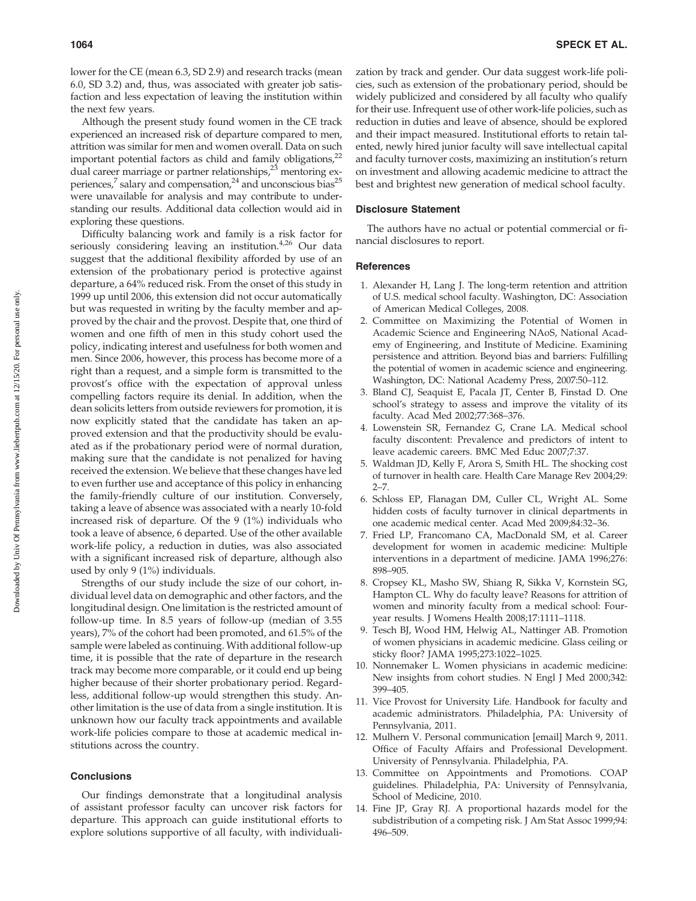lower for the CE (mean 6.3, SD 2.9) and research tracks (mean 6.0, SD 3.2) and, thus, was associated with greater job satisfaction and less expectation of leaving the institution within the next few years.

Although the present study found women in the CE track experienced an increased risk of departure compared to men, attrition was similar for men and women overall. Data on such important potential factors as child and family obligations,[22] dual career marriage or partner relationships,[23] mentoring experiences,[7] salary and compensation,[24] and unconscious bias[25] were unavailable for analysis and may contribute to understanding our results. Additional data collection would aid in exploring these questions.

Difficulty balancing work and family is a risk factor for seriously considering leaving an institution.[4,26] Our data suggest that the additional flexibility afforded by use of an extension of the probationary period is protective against departure, a 64% reduced risk. From the onset of this study in 1999 up until 2006, this extension did not occur automatically but was requested in writing by the faculty member and approved by the chair and the provost. Despite that, one third of women and one fifth of men in this study cohort used the policy, indicating interest and usefulness for both women and men. Since 2006, however, this process has become more of a right than a request, and a simple form is transmitted to the provost's office with the expectation of approval unless compelling factors require its denial. In addition, when the dean solicits letters from outside reviewers for promotion, it is now explicitly stated that the candidate has taken an approved extension and that the productivity should be evaluated as if the probationary period were of normal duration, making sure that the candidate is not penalized for having received the extension. We believe that these changes have led to even further use and acceptance of this policy in enhancing the family-friendly culture of our institution. Conversely, taking a leave of absence was associated with a nearly 10-fold increased risk of departure. Of the 9 (1%) individuals who took a leave of absence, 6 departed. Use of the other available work-life policy, a reduction in duties, was also associated with a significant increased risk of departure, although also used by only 9 (1%) individuals.

Strengths of our study include the size of our cohort, individual level data on demographic and other factors, and the longitudinal design. One limitation is the restricted amount of follow-up time. In 8.5 years of follow-up (median of 3.55 years), 7% of the cohort had been promoted, and 61.5% of the sample were labeled as continuing. With additional follow-up time, it is possible that the rate of departure in the research track may become more comparable, or it could end up being higher because of their shorter probationary period. Regardless, additional follow-up would strengthen this study. Another limitation is the use of data from a single institution. It is unknown how our faculty track appointments and available work-life policies compare to those at academic medical institutions across the country.

## Conclusions

Our findings demonstrate that a longitudinal analysis of assistant professor faculty can uncover risk factors for departure. This approach can guide institutional efforts to explore solutions supportive of all faculty, with individualization by track and gender. Our data suggest work-life policies, such as extension of the probationary period, should be widely publicized and considered by all faculty who qualify for their use. Infrequent use of other work-life policies, such as reduction in duties and leave of absence, should be explored and their impact measured. Institutional efforts to retain talented, newly hired junior faculty will save intellectual capital and faculty turnover costs, maximizing an institution's return on investment and allowing academic medicine to attract the best and brightest new generation of medical school faculty.

## Disclosure Statement

The authors have no actual or potential commercial or financial disclosures to report.

## References

1. Alexander H, Lang J. The long-term retention and attrition of U.S. medical school faculty. Washington, DC: Association of American Medical Colleges, 2008.
2. Committee on Maximizing the Potential of Women in Academic Science and Engineering NAoS, National Academy of Engineering, and Institute of Medicine. Examining persistence and attrition. Beyond bias and barriers: Fulfilling the potential of women in academic science and engineering. Washington, DC: National Academy Press, 2007:50–112.
3. Bland CJ, Seaquist E, Pacala JT, Center B, Finstad D. One school's strategy to assess and improve the vitality of its faculty. Acad Med 2002;77:368–376.
4. Lowenstein SR, Fernandez G, Crane LA. Medical school faculty discontent: Prevalence and predictors of intent to leave academic careers. BMC Med Educ 2007;7:37.
5. Waldman JD, Kelly F, Arora S, Smith HL. The shocking cost of turnover in health care. Health Care Manage Rev 2004;29: 2–7.
6. Schloss EP, Flanagan DM, Culler CL, Wright AL. Some hidden costs of faculty turnover in clinical departments in one academic medical center. Acad Med 2009;84:32–36.
7. Fried LP, Francomano CA, MacDonald SM, et al. Career development for women in academic medicine: Multiple interventions in a department of medicine. JAMA 1996;276: 898–905.
8. Cropsey KL, Masho SW, Shiang R, Sikka V, Kornstein SG, Hampton CL. Why do faculty leave? Reasons for attrition of women and minority faculty from a medical school: Four-year results. J Womens Health 2008;17:1111–1118.
9. Tesch BJ, Wood HM, Helwig AL, Nattinger AB. Promotion of women physicians in academic medicine. Glass ceiling or sticky floor? JAMA 1995;273:1022–1025.
10. Nonnemaker L. Women physicians in academic medicine: New insights from cohort studies. N Engl J Med 2000;342: 399–405.
11. Vice Provost for University Life. Handbook for faculty and academic administrators. Philadelphia, PA: University of Pennsylvania, 2011.
12. Mulhern V. Personal communication [email] March 9, 2011. Office of Faculty Affairs and Professional Development. University of Pennsylvania. Philadelphia, PA.
13. Committee on Appointments and Promotions. COAP guidelines. Philadelphia, PA: University of Pennsylvania, School of Medicine, 2010.
14. Fine JP, Gray RJ. A proportional hazards model for the subdistribution of a competing risk. J Am Stat Assoc 1999;94: 496–509.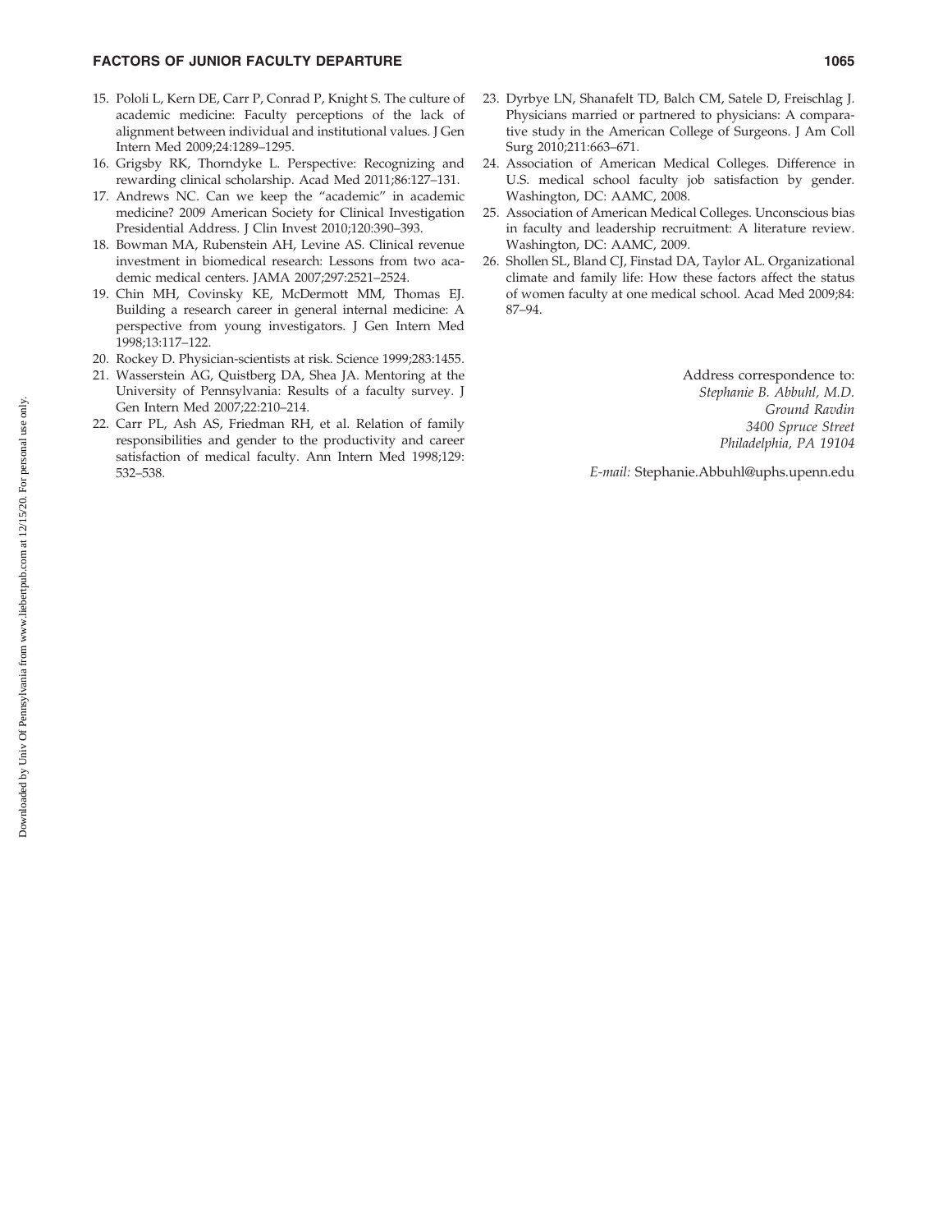15. Pololi L, Kern DE, Carr P, Conrad P, Knight S. The culture of academic medicine: Faculty perceptions of the lack of alignment between individual and institutional values. J Gen Intern Med 2009;24:1289–1295.
16. Grigsby RK, Thorndyke L. Perspective: Recognizing and rewarding clinical scholarship. Acad Med 2011;86:127–131.
17. Andrews NC. Can we keep the "academic" in academic medicine? 2009 American Society for Clinical Investigation Presidential Address. J Clin Invest 2010;120:390–393.
18. Bowman MA, Rubenstein AH, Levine AS. Clinical revenue investment in biomedical research: Lessons from two academic medical centers. JAMA 2007;297:2521–2524.
19. Chin MH, Covinsky KE, McDermott MM, Thomas EJ. Building a research career in general internal medicine: A perspective from young investigators. J Gen Intern Med 1998;13:117–122.
20. Rockey D. Physician-scientists at risk. Science 1999;283:1455.
21. Wasserstein AG, Quistberg DA, Shea JA. Mentoring at the University of Pennsylvania: Results of a faculty survey. J Gen Intern Med 2007;22:210–214.
22. Carr PL, Ash AS, Friedman RH, et al. Relation of family responsibilities and gender to the productivity and career satisfaction of medical faculty. Ann Intern Med 1998;129: 532–538.
23. Dyrbye LN, Shanafelt TD, Balch CM, Satele D, Freischlag J. Physicians married or partnered to physicians: A comparative study in the American College of Surgeons. J Am Coll Surg 2010;211:663–671.
24. Association of American Medical Colleges. Difference in U.S. medical school faculty job satisfaction by gender. Washington, DC: AAMC, 2008.
25. Association of American Medical Colleges. Unconscious bias in faculty and leadership recruitment: A literature review. Washington, DC: AAMC, 2009.
26. Shollen SL, Bland CJ, Finstad DA, Taylor AL. Organizational climate and family life: How these factors affect the status of women faculty at one medical school. Acad Med 2009;84: 87–94.

Address correspondence to:
*Stephanie B. Abbuhl, M.D.*
*Ground Ravdin*
*3400 Spruce Street*
*Philadelphia, PA 19104*

*E-mail:* Stephanie.Abbuhl@uphs.upenn.edu